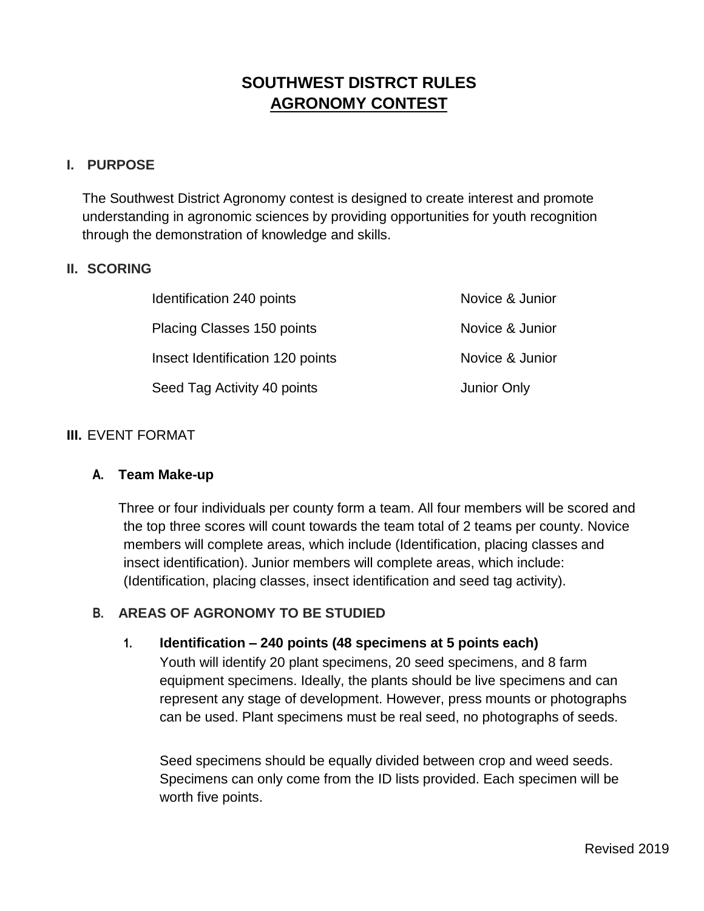# SOUTHWEST DISTRCT RULES
# AGRONOMY CONTEST

## I. PURPOSE

The Southwest District Agronomy contest is designed to create interest and promote understanding in agronomic sciences by providing opportunities for youth recognition through the demonstration of knowledge and skills.

## II. SCORING

| | |
|---|---|
| Identification 240 points | Novice & Junior |
| Placing Classes 150 points | Novice & Junior |
| Insect Identification 120 points | Novice & Junior |
| Seed Tag Activity 40 points | Junior Only |

## III. EVENT FORMAT

### A. Team Make-up

Three or four individuals per county form a team. All four members will be scored and the top three scores will count towards the team total of 2 teams per county. Novice members will complete areas, which include (Identification, placing classes and insect identification). Junior members will complete areas, which include: (Identification, placing classes, insect identification and seed tag activity).

### B. AREAS OF AGRONOMY TO BE STUDIED

1. **Identification – 240 points (48 specimens at 5 points each)**
   Youth will identify 20 plant specimens, 20 seed specimens, and 8 farm equipment specimens. Ideally, the plants should be live specimens and can represent any stage of development. However, press mounts or photographs can be used. Plant specimens must be real seed, no photographs of seeds.

   Seed specimens should be equally divided between crop and weed seeds. Specimens can only come from the ID lists provided. Each specimen will be worth five points.

Revised 2019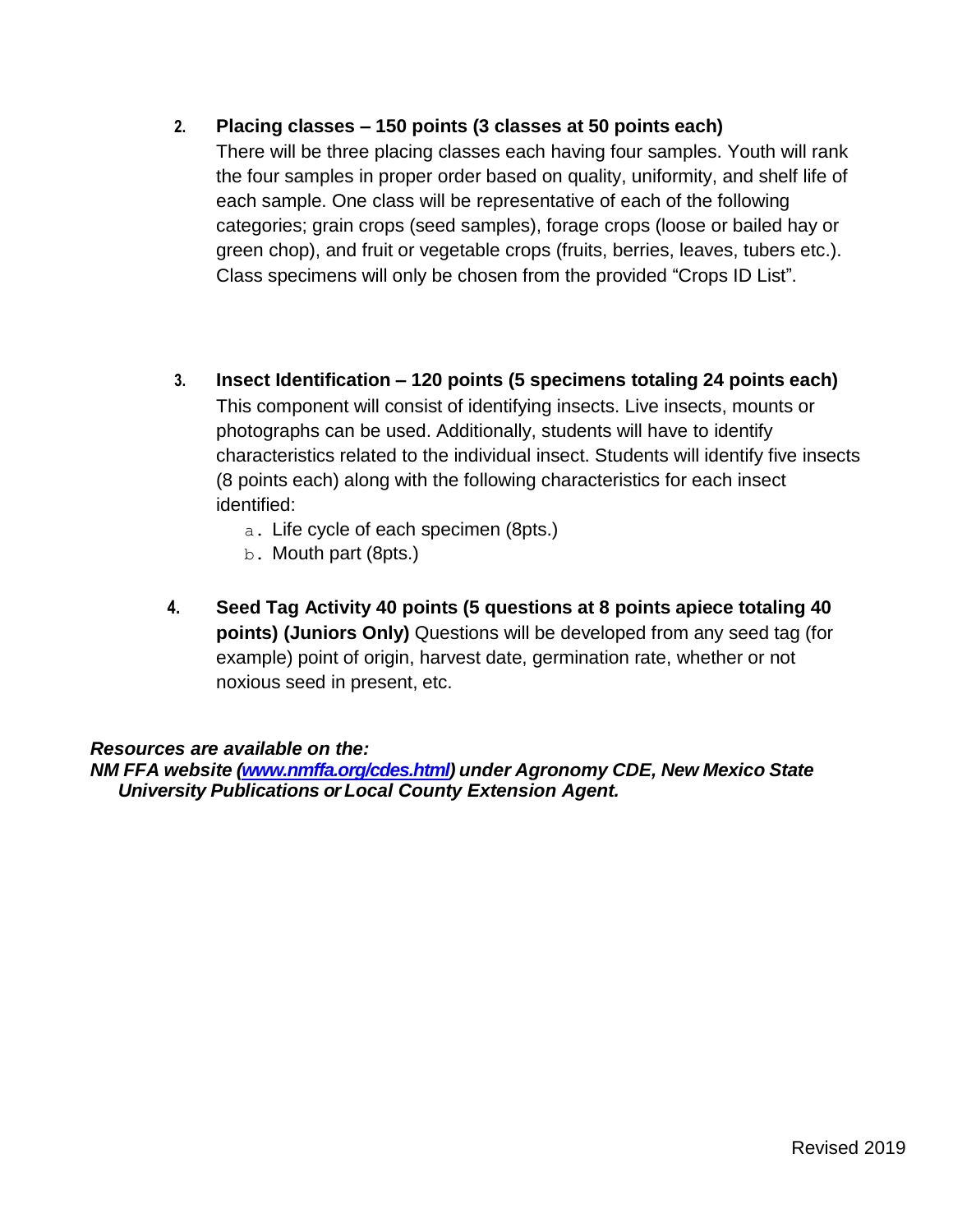2. **Placing classes – 150 points (3 classes at 50 points each)**
   There will be three placing classes each having four samples. Youth will rank the four samples in proper order based on quality, uniformity, and shelf life of each sample. One class will be representative of each of the following categories; grain crops (seed samples), forage crops (loose or bailed hay or green chop), and fruit or vegetable crops (fruits, berries, leaves, tubers etc.). Class specimens will only be chosen from the provided "Crops ID List".

3. **Insect Identification – 120 points (5 specimens totaling 24 points each)**
   This component will consist of identifying insects. Live insects, mounts or photographs can be used. Additionally, students will have to identify characteristics related to the individual insect. Students will identify five insects (8 points each) along with the following characteristics for each insect identified:
   a. Life cycle of each specimen (8pts.)
   b. Mouth part (8pts.)

4. **Seed Tag Activity 40 points (5 questions at 8 points apiece totaling 40 points) (Juniors Only)** Questions will be developed from any seed tag (for example) point of origin, harvest date, germination rate, whether or not noxious seed in present, etc.

***Resources are available on the:***
***NM FFA website ([www.nmffa.org/cdes.html](www.nmffa.org/cdes.html)) under Agronomy CDE, New Mexico State University Publications or Local County Extension Agent.***

Revised 2019